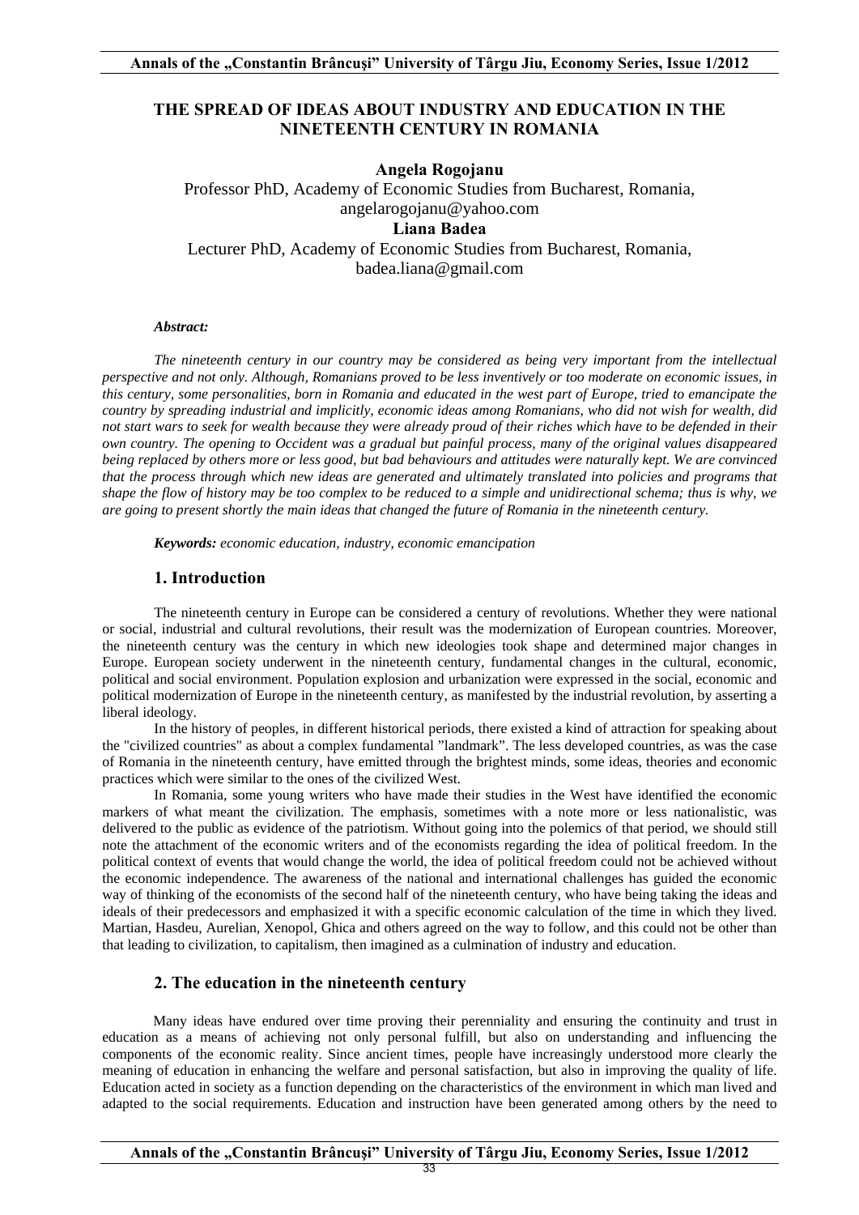# THE SPREAD OF IDEAS ABOUT INDUSTRY AND EDUCATION IN THE NINETEENTH CENTURY IN ROMANIA

**Angela Rogojanu**

Professor PhD, Academy of Economic Studies from Bucharest, Romania, angelarogojanu@yahoo.com

**Liana Badea**

Lecturer PhD, Academy of Economic Studies from Bucharest, Romania, badea.liana@gmail.com

***Abstract:***

*The nineteenth century in our country may be considered as being very important from the intellectual perspective and not only. Although, Romanians proved to be less inventively or too moderate on economic issues, in this century, some personalities, born in Romania and educated in the west part of Europe, tried to emancipate the country by spreading industrial and implicitly, economic ideas among Romanians, who did not wish for wealth, did not start wars to seek for wealth because they were already proud of their riches which have to be defended in their own country. The opening to Occident was a gradual but painful process, many of the original values disappeared being replaced by others more or less good, but bad behaviours and attitudes were naturally kept. We are convinced that the process through which new ideas are generated and ultimately translated into policies and programs that shape the flow of history may be too complex to be reduced to a simple and unidirectional schema; thus is why, we are going to present shortly the main ideas that changed the future of Romania in the nineteenth century.*

***Keywords:*** *economic education, industry, economic emancipation*

## 1. Introduction

The nineteenth century in Europe can be considered a century of revolutions. Whether they were national or social, industrial and cultural revolutions, their result was the modernization of European countries. Moreover, the nineteenth century was the century in which new ideologies took shape and determined major changes in Europe. European society underwent in the nineteenth century, fundamental changes in the cultural, economic, political and social environment. Population explosion and urbanization were expressed in the social, economic and political modernization of Europe in the nineteenth century, as manifested by the industrial revolution, by asserting a liberal ideology.

In the history of peoples, in different historical periods, there existed a kind of attraction for speaking about the "civilized countries" as about a complex fundamental "landmark". The less developed countries, as was the case of Romania in the nineteenth century, have emitted through the brightest minds, some ideas, theories and economic practices which were similar to the ones of the civilized West.

In Romania, some young writers who have made their studies in the West have identified the economic markers of what meant the civilization. The emphasis, sometimes with a note more or less nationalistic, was delivered to the public as evidence of the patriotism. Without going into the polemics of that period, we should still note the attachment of the economic writers and of the economists regarding the idea of political freedom. In the political context of events that would change the world, the idea of political freedom could not be achieved without the economic independence. The awareness of the national and international challenges has guided the economic way of thinking of the economists of the second half of the nineteenth century, who have being taking the ideas and ideals of their predecessors and emphasized it with a specific economic calculation of the time in which they lived. Martian, Hasdeu, Aurelian, Xenopol, Ghica and others agreed on the way to follow, and this could not be other than that leading to civilization, to capitalism, then imagined as a culmination of industry and education.

## 2. The education in the nineteenth century

Many ideas have endured over time proving their perenniality and ensuring the continuity and trust in education as a means of achieving not only personal fulfill, but also on understanding and influencing the components of the economic reality. Since ancient times, people have increasingly understood more clearly the meaning of education in enhancing the welfare and personal satisfaction, but also in improving the quality of life. Education acted in society as a function depending on the characteristics of the environment in which man lived and adapted to the social requirements. Education and instruction have been generated among others by the need to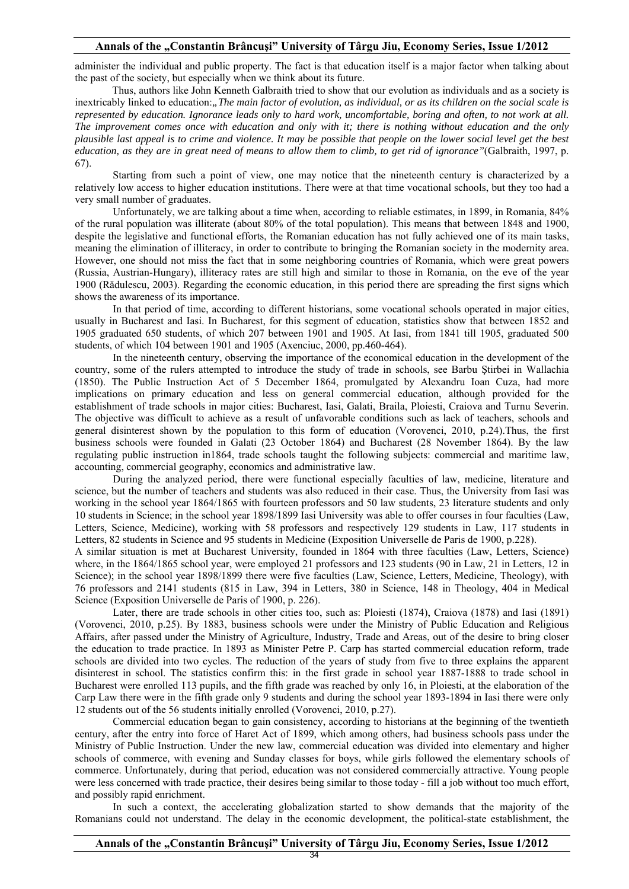administer the individual and public property. The fact is that education itself is a major factor when talking about the past of the society, but especially when we think about its future.

Thus, authors like John Kenneth Galbraith tried to show that our evolution as individuals and as a society is inextricably linked to education:*„The main factor of evolution, as individual, or as its children on the social scale is represented by education. Ignorance leads only to hard work, uncomfortable, boring and often, to not work at all. The improvement comes once with education and only with it; there is nothing without education and the only plausible last appeal is to crime and violence. It may be possible that people on the lower social level get the best education, as they are in great need of means to allow them to climb, to get rid of ignorance"*(Galbraith, 1997, p. 67).

Starting from such a point of view, one may notice that the nineteenth century is characterized by a relatively low access to higher education institutions. There were at that time vocational schools, but they too had a very small number of graduates.

Unfortunately, we are talking about a time when, according to reliable estimates, in 1899, in Romania, 84% of the rural population was illiterate (about 80% of the total population). This means that between 1848 and 1900, despite the legislative and functional efforts, the Romanian education has not fully achieved one of its main tasks, meaning the elimination of illiteracy, in order to contribute to bringing the Romanian society in the modernity area. However, one should not miss the fact that in some neighboring countries of Romania, which were great powers (Russia, Austrian-Hungary), illiteracy rates are still high and similar to those in Romania, on the eve of the year 1900 (Rădulescu, 2003). Regarding the economic education, in this period there are spreading the first signs which shows the awareness of its importance.

In that period of time, according to different historians, some vocational schools operated in major cities, usually in Bucharest and Iasi. In Bucharest, for this segment of education, statistics show that between 1852 and 1905 graduated 650 students, of which 207 between 1901 and 1905. At Iasi, from 1841 till 1905, graduated 500 students, of which 104 between 1901 and 1905 (Axenciuc, 2000, pp.460-464).

In the nineteenth century, observing the importance of the economical education in the development of the country, some of the rulers attempted to introduce the study of trade in schools, see Barbu Ştirbei in Wallachia (1850). The Public Instruction Act of 5 December 1864, promulgated by Alexandru Ioan Cuza, had more implications on primary education and less on general commercial education, although provided for the establishment of trade schools in major cities: Bucharest, Iasi, Galati, Braila, Ploiesti, Craiova and Turnu Severin. The objective was difficult to achieve as a result of unfavorable conditions such as lack of teachers, schools and general disinterest shown by the population to this form of education (Vorovenci, 2010, p.24).Thus, the first business schools were founded in Galati (23 October 1864) and Bucharest (28 November 1864). By the law regulating public instruction in1864, trade schools taught the following subjects: commercial and maritime law, accounting, commercial geography, economics and administrative law.

During the analyzed period, there were functional especially faculties of law, medicine, literature and science, but the number of teachers and students was also reduced in their case. Thus, the University from Iasi was working in the school year 1864/1865 with fourteen professors and 50 law students, 23 literature students and only 10 students in Science; in the school year 1898/1899 Iasi University was able to offer courses in four faculties (Law, Letters, Science, Medicine), working with 58 professors and respectively 129 students in Law, 117 students in Letters, 82 students in Science and 95 students in Medicine (Exposition Universelle de Paris de 1900, p.228).

A similar situation is met at Bucharest University, founded in 1864 with three faculties (Law, Letters, Science) where, in the 1864/1865 school year, were employed 21 professors and 123 students (90 in Law, 21 in Letters, 12 in Science); in the school year 1898/1899 there were five faculties (Law, Science, Letters, Medicine, Theology), with 76 professors and 2141 students (815 in Law, 394 in Letters, 380 in Science, 148 in Theology, 404 in Medical Science (Exposition Universelle de Paris of 1900, p. 226).

Later, there are trade schools in other cities too, such as: Ploiesti (1874), Craiova (1878) and Iasi (1891) (Vorovenci, 2010, p.25). By 1883, business schools were under the Ministry of Public Education and Religious Affairs, after passed under the Ministry of Agriculture, Industry, Trade and Areas, out of the desire to bring closer the education to trade practice. In 1893 as Minister Petre P. Carp has started commercial education reform, trade schools are divided into two cycles. The reduction of the years of study from five to three explains the apparent disinterest in school. The statistics confirm this: in the first grade in school year 1887-1888 to trade school in Bucharest were enrolled 113 pupils, and the fifth grade was reached by only 16, in Ploiesti, at the elaboration of the Carp Law there were in the fifth grade only 9 students and during the school year 1893-1894 in Iasi there were only 12 students out of the 56 students initially enrolled (Vorovenci, 2010, p.27).

Commercial education began to gain consistency, according to historians at the beginning of the twentieth century, after the entry into force of Haret Act of 1899, which among others, had business schools pass under the Ministry of Public Instruction. Under the new law, commercial education was divided into elementary and higher schools of commerce, with evening and Sunday classes for boys, while girls followed the elementary schools of commerce. Unfortunately, during that period, education was not considered commercially attractive. Young people were less concerned with trade practice, their desires being similar to those today - fill a job without too much effort, and possibly rapid enrichment.

In such a context, the accelerating globalization started to show demands that the majority of the Romanians could not understand. The delay in the economic development, the political-state establishment, the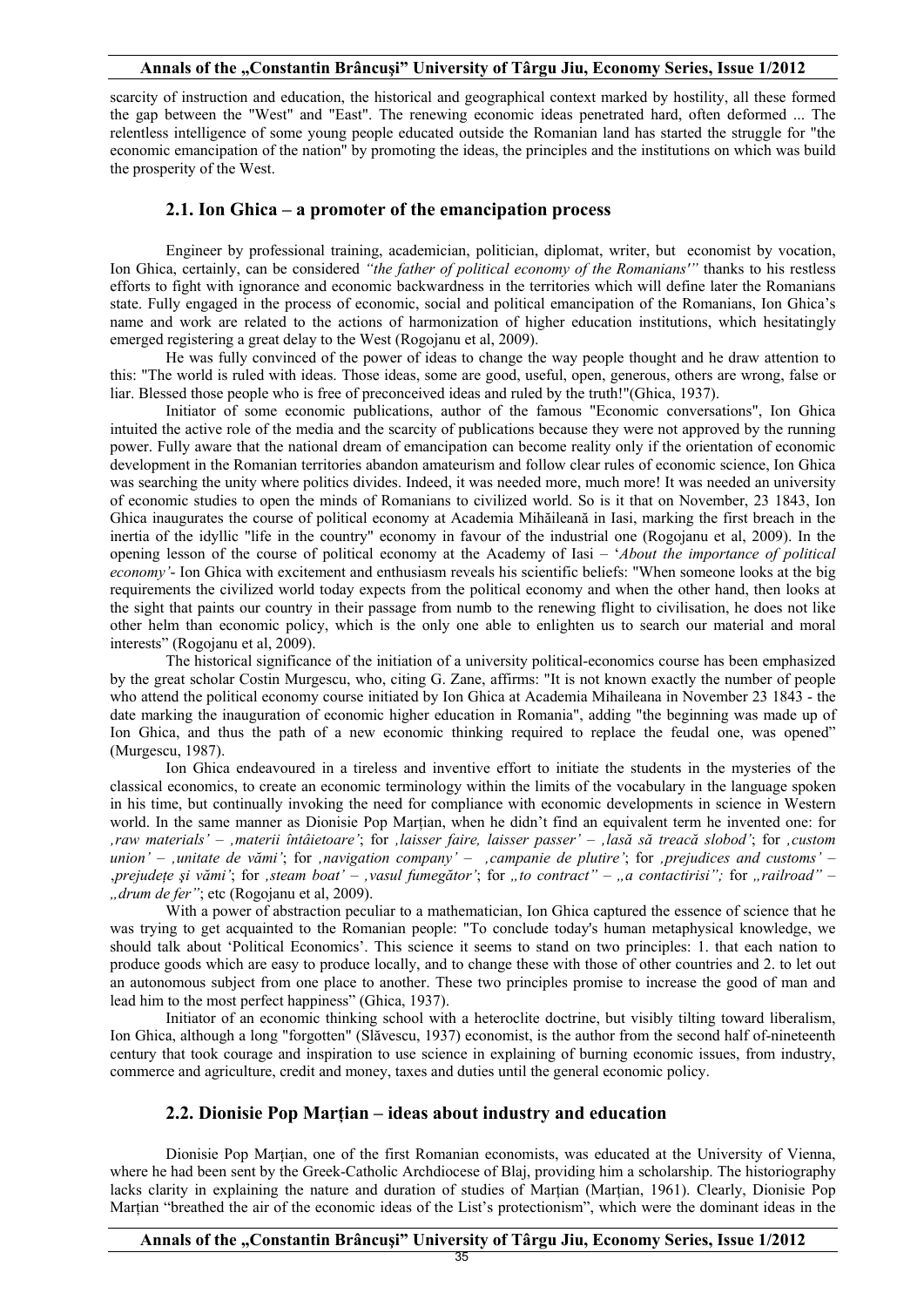scarcity of instruction and education, the historical and geographical context marked by hostility, all these formed the gap between the "West" and "East". The renewing economic ideas penetrated hard, often deformed ... The relentless intelligence of some young people educated outside the Romanian land has started the struggle for "the economic emancipation of the nation" by promoting the ideas, the principles and the institutions on which was build the prosperity of the West.

## 2.1. Ion Ghica – a promoter of the emancipation process

Engineer by professional training, academician, politician, diplomat, writer, but economist by vocation, Ion Ghica, certainly, can be considered *"the father of political economy of the Romanians'"* thanks to his restless efforts to fight with ignorance and economic backwardness in the territories which will define later the Romanians state. Fully engaged in the process of economic, social and political emancipation of the Romanians, Ion Ghica's name and work are related to the actions of harmonization of higher education institutions, which hesitatingly emerged registering a great delay to the West (Rogojanu et al, 2009).

He was fully convinced of the power of ideas to change the way people thought and he draw attention to this: "The world is ruled with ideas. Those ideas, some are good, useful, open, generous, others are wrong, false or liar. Blessed those people who is free of preconceived ideas and ruled by the truth!"(Ghica, 1937).

Initiator of some economic publications, author of the famous "Economic conversations", Ion Ghica intuited the active role of the media and the scarcity of publications because they were not approved by the running power. Fully aware that the national dream of emancipation can become reality only if the orientation of economic development in the Romanian territories abandon amateurism and follow clear rules of economic science, Ion Ghica was searching the unity where politics divides. Indeed, it was needed more, much more! It was needed an university of economic studies to open the minds of Romanians to civilized world. So is it that on November, 23 1843, Ion Ghica inaugurates the course of political economy at Academia Mihăileană in Iasi, marking the first breach in the inertia of the idyllic "life in the country" economy in favour of the industrial one (Rogojanu et al, 2009). In the opening lesson of the course of political economy at the Academy of Iasi – '*About the importance of political economy'*- Ion Ghica with excitement and enthusiasm reveals his scientific beliefs: "When someone looks at the big requirements the civilized world today expects from the political economy and when the other hand, then looks at the sight that paints our country in their passage from numb to the renewing flight to civilisation, he does not like other helm than economic policy, which is the only one able to enlighten us to search our material and moral interests" (Rogojanu et al, 2009).

The historical significance of the initiation of a university political-economics course has been emphasized by the great scholar Costin Murgescu, who, citing G. Zane, affirms: "It is not known exactly the number of people who attend the political economy course initiated by Ion Ghica at Academia Mihaileana in November 23 1843 - the date marking the inauguration of economic higher education in Romania", adding "the beginning was made up of Ion Ghica, and thus the path of a new economic thinking required to replace the feudal one, was opened" (Murgescu, 1987).

Ion Ghica endeavoured in a tireless and inventive effort to initiate the students in the mysteries of the classical economics, to create an economic terminology within the limits of the vocabulary in the language spoken in his time, but continually invoking the need for compliance with economic developments in science in Western world. In the same manner as Dionisie Pop Marțian, when he didn't find an equivalent term he invented one: for *'raw materials' – 'materii întâietoare'*; for *'laisser faire, laisser passer' – 'lasă să treacă slobod'*; for *'custom union' – 'unitate de vămi'*; for *'navigation company' – 'campanie de plutire'*; for *'prejudices and customs' – 'prejudețe și vămi'*; for *'steam boat' – 'vasul fumegător'*; for *„to contract" – „a contactirisi";* for *„railroad" – „drum de fer"*; etc (Rogojanu et al, 2009).

With a power of abstraction peculiar to a mathematician, Ion Ghica captured the essence of science that he was trying to get acquainted to the Romanian people: "To conclude today's human metaphysical knowledge, we should talk about 'Political Economics'. This science it seems to stand on two principles: 1. that each nation to produce goods which are easy to produce locally, and to change these with those of other countries and 2. to let out an autonomous subject from one place to another. These two principles promise to increase the good of man and lead him to the most perfect happiness" (Ghica, 1937).

Initiator of an economic thinking school with a heteroclite doctrine, but visibly tilting toward liberalism, Ion Ghica, although a long "forgotten" (Slăvescu, 1937) economist, is the author from the second half of-nineteenth century that took courage and inspiration to use science in explaining of burning economic issues, from industry, commerce and agriculture, credit and money, taxes and duties until the general economic policy.

## 2.2. Dionisie Pop Marțian – ideas about industry and education

Dionisie Pop Marțian, one of the first Romanian economists, was educated at the University of Vienna, where he had been sent by the Greek-Catholic Archdiocese of Blaj, providing him a scholarship. The historiography lacks clarity in explaining the nature and duration of studies of Marțian (Marțian, 1961). Clearly, Dionisie Pop Marțian "breathed the air of the economic ideas of the List's protectionism", which were the dominant ideas in the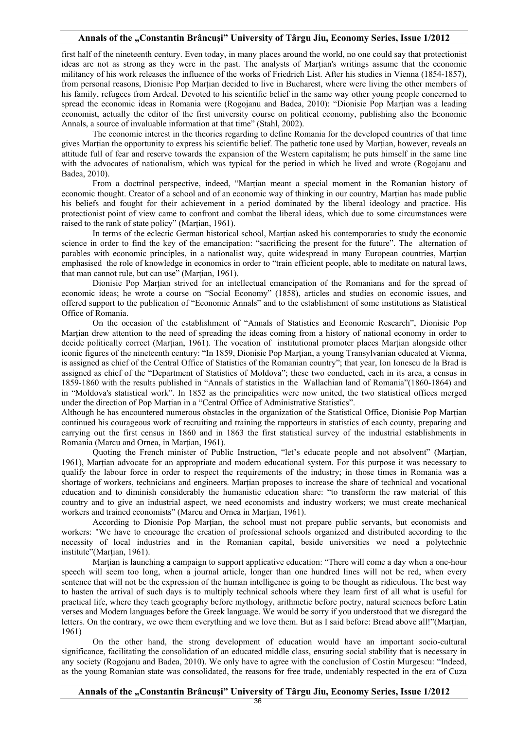first half of the nineteenth century. Even today, in many places around the world, no one could say that protectionist ideas are not as strong as they were in the past. The analysts of Marțian's writings assume that the economic militancy of his work releases the influence of the works of Friedrich List. After his studies in Vienna (1854-1857), from personal reasons, Dionisie Pop Marțian decided to live in Bucharest, where were living the other members of his family, refugees from Ardeal. Devoted to his scientific belief in the same way other young people concerned to spread the economic ideas in Romania were (Rogojanu and Badea, 2010): "Dionisie Pop Marțian was a leading economist, actually the editor of the first university course on political economy, publishing also the Economic Annals, a source of invaluable information at that time" (Stahl, 2002).

The economic interest in the theories regarding to define Romania for the developed countries of that time gives Marțian the opportunity to express his scientific belief. The pathetic tone used by Marțian, however, reveals an attitude full of fear and reserve towards the expansion of the Western capitalism; he puts himself in the same line with the advocates of nationalism, which was typical for the period in which he lived and wrote (Rogojanu and Badea, 2010).

From a doctrinal perspective, indeed, "Marțian meant a special moment in the Romanian history of economic thought. Creator of a school and of an economic way of thinking in our country, Marțian has made public his beliefs and fought for their achievement in a period dominated by the liberal ideology and practice. His protectionist point of view came to confront and combat the liberal ideas, which due to some circumstances were raised to the rank of state policy" (Marțian, 1961).

In terms of the eclectic German historical school, Marțian asked his contemporaries to study the economic science in order to find the key of the emancipation: "sacrificing the present for the future". The alternation of parables with economic principles, in a nationalist way, quite widespread in many European countries, Marțian emphasised the role of knowledge in economics in order to "train efficient people, able to meditate on natural laws, that man cannot rule, but can use" (Marțian, 1961).

Dionisie Pop Marțian strived for an intellectual emancipation of the Romanians and for the spread of economic ideas; he wrote a course on "Social Economy" (1858), articles and studies on economic issues, and offered support to the publication of "Economic Annals" and to the establishment of some institutions as Statistical Office of Romania.

On the occasion of the establishment of "Annals of Statistics and Economic Research", Dionisie Pop Marțian drew attention to the need of spreading the ideas coming from a history of national economy in order to decide politically correct (Marțian, 1961). The vocation of institutional promoter places Marțian alongside other iconic figures of the nineteenth century: "In 1859, Dionisie Pop Marțian, a young Transylvanian educated at Vienna, is assigned as chief of the Central Office of Statistics of the Romanian country"; that year, Ion Ionescu de la Brad is assigned as chief of the "Department of Statistics of Moldova"; these two conducted, each in its area, a census in 1859-1860 with the results published in "Annals of statistics in the Wallachian land of Romania"(1860-1864) and in "Moldova's statistical work". In 1852 as the principalities were now united, the two statistical offices merged under the direction of Pop Marțian in a "Central Office of Administrative Statistics".

Although he has encountered numerous obstacles in the organization of the Statistical Office, Dionisie Pop Marțian continued his courageous work of recruiting and training the rapporteurs in statistics of each county, preparing and carrying out the first census in 1860 and in 1863 the first statistical survey of the industrial establishments in Romania (Marcu and Ornea, in Marțian, 1961).

Quoting the French minister of Public Instruction, "let's educate people and not absolvent" (Marțian, 1961), Marțian advocate for an appropriate and modern educational system. For this purpose it was necessary to qualify the labour force in order to respect the requirements of the industry; in those times in Romania was a shortage of workers, technicians and engineers. Marțian proposes to increase the share of technical and vocational education and to diminish considerably the humanistic education share: "to transform the raw material of this country and to give an industrial aspect, we need economists and industry workers; we must create mechanical workers and trained economists" (Marcu and Ornea in Marțian, 1961).

According to Dionisie Pop Marțian, the school must not prepare public servants, but economists and workers: "We have to encourage the creation of professional schools organized and distributed according to the necessity of local industries and in the Romanian capital, beside universities we need a polytechnic institute"(Marțian, 1961).

Marțian is launching a campaign to support applicative education: "There will come a day when a one-hour speech will seem too long, when a journal article, longer than one hundred lines will not be red, when every sentence that will not be the expression of the human intelligence is going to be thought as ridiculous. The best way to hasten the arrival of such days is to multiply technical schools where they learn first of all what is useful for practical life, where they teach geography before mythology, arithmetic before poetry, natural sciences before Latin verses and Modern languages before the Greek language. We would be sorry if you understood that we disregard the letters. On the contrary, we owe them everything and we love them. But as I said before: Bread above all!"(Marțian, 1961)

On the other hand, the strong development of education would have an important socio-cultural significance, facilitating the consolidation of an educated middle class, ensuring social stability that is necessary in any society (Rogojanu and Badea, 2010). We only have to agree with the conclusion of Costin Murgescu: "Indeed, as the young Romanian state was consolidated, the reasons for free trade, undeniably respected in the era of Cuza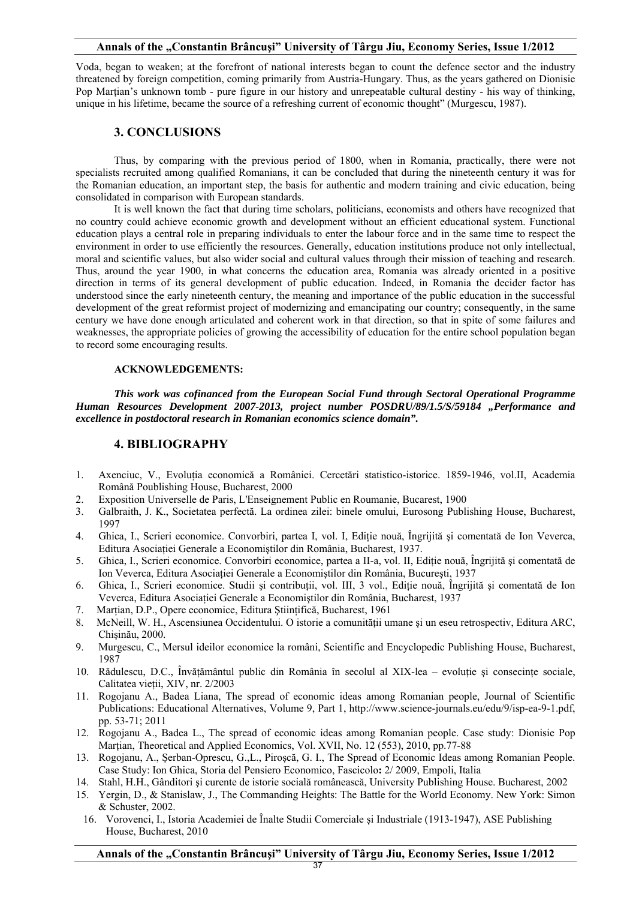Voda, began to weaken; at the forefront of national interests began to count the defence sector and the industry threatened by foreign competition, coming primarily from Austria-Hungary. Thus, as the years gathered on Dionisie Pop Marțian's unknown tomb - pure figure in our history and unrepeatable cultural destiny - his way of thinking, unique in his lifetime, became the source of a refreshing current of economic thought" (Murgescu, 1987).

## 3. CONCLUSIONS

Thus, by comparing with the previous period of 1800, when in Romania, practically, there were not specialists recruited among qualified Romanians, it can be concluded that during the nineteenth century it was for the Romanian education, an important step, the basis for authentic and modern training and civic education, being consolidated in comparison with European standards.

It is well known the fact that during time scholars, politicians, economists and others have recognized that no country could achieve economic growth and development without an efficient educational system. Functional education plays a central role in preparing individuals to enter the labour force and in the same time to respect the environment in order to use efficiently the resources. Generally, education institutions produce not only intellectual, moral and scientific values, but also wider social and cultural values through their mission of teaching and research. Thus, around the year 1900, in what concerns the education area, Romania was already oriented in a positive direction in terms of its general development of public education. Indeed, in Romania the decider factor has understood since the early nineteenth century, the meaning and importance of the public education in the successful development of the great reformist project of modernizing and emancipating our country; consequently, in the same century we have done enough articulated and coherent work in that direction, so that in spite of some failures and weaknesses, the appropriate policies of growing the accessibility of education for the entire school population began to record some encouraging results.

**ACKNOWLEDGEMENTS:**

***This work was cofinanced from the European Social Fund through Sectoral Operational Programme Human Resources Development 2007-2013, project number POSDRU/89/1.5/S/59184 „Performance and excellence in postdoctoral research in Romanian economics science domain".***

## 4. BIBLIOGRAPHY

1. Axenciuc, V., Evoluția economică a României. Cercetări statistico-istorice. 1859-1946, vol.II, Academia Română Poublishing House, Bucharest, 2000
2. Exposition Universelle de Paris, L'Enseignement Public en Roumanie, Bucarest, 1900
3. Galbraith, J. K., Societatea perfectă. La ordinea zilei: binele omului, Eurosong Publishing House, Bucharest, 1997
4. Ghica, I., Scrieri economice. Convorbiri, partea I, vol. I, Ediție nouă, Îngrijită şi comentată de Ion Veverca, Editura Asociației Generale a Economiştilor din România, Bucharest, 1937.
5. Ghica, I., Scrieri economice. Convorbiri economice, partea a II-a, vol. II, Ediție nouă, Îngrijită şi comentată de Ion Veverca, Editura Asociației Generale a Economiştilor din România, Bucureşti, 1937
6. Ghica, I., Scrieri economice. Studii şi contribuții, vol. III, 3 vol., Ediție nouă, Îngrijită şi comentată de Ion Veverca, Editura Asociației Generale a Economiştilor din România, Bucharest, 1937
7. Marțian, D.P., Opere economice, Editura Ştiințifică, Bucharest, 1961
8. McNeill, W. H., Ascensiunea Occidentului. O istorie a comunității umane şi un eseu retrospectiv, Editura ARC, Chişinău, 2000.
9. Murgescu, C., Mersul ideilor economice la români, Scientific and Encyclopedic Publishing House, Bucharest, 1987
10. Rădulescu, D.C., Învățământul public din România în secolul al XIX-lea – evoluție şi consecințe sociale, Calitatea vieții, XIV, nr. 2/2003
11. Rogojanu A., Badea Liana, The spread of economic ideas among Romanian people, Journal of Scientific Publications: Educational Alternatives, Volume 9, Part 1, http://www.science-journals.eu/edu/9/isp-ea-9-1.pdf, pp. 53-71; 2011
12. Rogojanu A., Badea L., The spread of economic ideas among Romanian people. Case study: Dionisie Pop Marțian, Theoretical and Applied Economics, Vol. XVII, No. 12 (553), 2010, pp.77-88
13. Rogojanu, A., Şerban-Oprescu, G.,L., Piroşcă, G. I., The Spread of Economic Ideas among Romanian People. Case Study: Ion Ghica, Storia del Pensiero Economico, Fascicolo**:** 2/ 2009, Empoli, Italia
14. Stahl, H.H., Gânditori şi curente de istorie socială românească, University Publishing House. Bucharest, 2002
15. Yergin, D., & Stanislaw, J., The Commanding Heights: The Battle for the World Economy. New York: Simon & Schuster, 2002.
16. Vorovenci, I., Istoria Academiei de Înalte Studii Comerciale și Industriale (1913-1947), ASE Publishing House, Bucharest, 2010